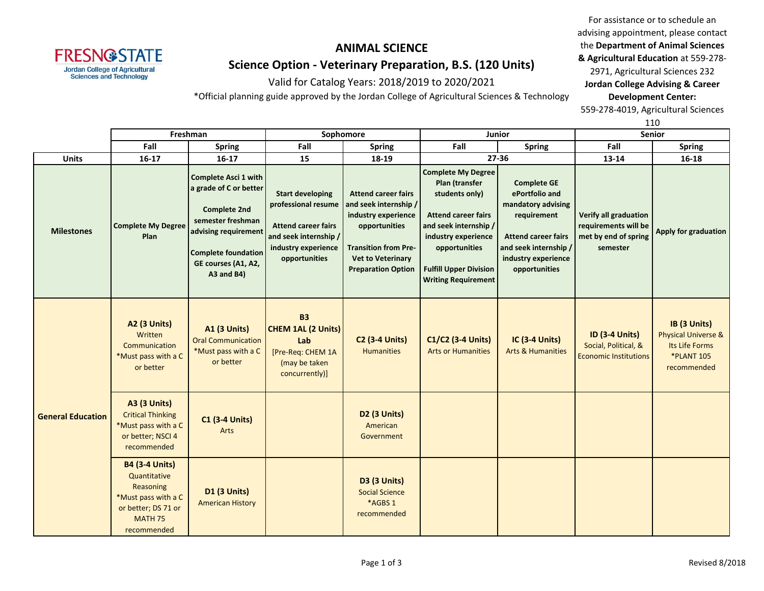FRESNO STATE
Jordan College of Agricultural Sciences and Technology

# ANIMAL SCIENCE

## Science Option - Veterinary Preparation, B.S. (120 Units)

Valid for Catalog Years: 2018/2019 to 2020/2021

*Official planning guide approved by the Jordan College of Agricultural Sciences & Technology

For assistance or to schedule an advising appointment, please contact the **Department of Animal Sciences & Agricultural Education** at 559-278-2971, Agricultural Sciences 232
**Jordan College Advising & Career Development Center:**
559-278-4019, Agricultural Sciences 110

| | Freshman | | Sophomore | | Junior | | Senior | |
|---|---|---|---|---|---|---|---|---|
| | Fall | Spring | Fall | Spring | Fall | Spring | Fall | Spring |
| **Units** | 16-17 | 16-17 | 15 | 18-19 | 27-36 | | 13-14 | 16-18 |
| **Milestones** | **Complete My Degree Plan** | **Complete Asci 1 with a grade of C or better**<br><br>**Complete 2nd semester freshman advising requirement**<br><br>**Complete foundation GE courses (A1, A2, A3 and B4)** | **Start developing professional resume**<br><br>**Attend career fairs and seek internship / industry experience opportunities** | **Attend career fairs and seek internship / industry experience opportunities**<br><br>**Transition from Pre-Vet to Veterinary Preparation Option** | **Complete My Degree Plan (transfer students only)**<br><br>**Attend career fairs and seek internship / industry experience opportunities**<br><br>**Fulfill Upper Division Writing Requirement** | **Complete GE ePortfolio and mandatory advising requirement**<br><br>**Attend career fairs and seek internship / industry experience opportunities** | **Verify all graduation requirements will be met by end of spring semester** | **Apply for graduation** |
| **General Education** | **A2 (3 Units)** Written Communication *Must pass with a C or better | **A1 (3 Units)** Oral Communication *Must pass with a C or better | **B3 CHEM 1AL (2 Units) Lab** [Pre-Req: CHEM 1A (may be taken concurrently)] | **C2 (3-4 Units)** Humanities | **C1/C2 (3-4 Units)** Arts or Humanities | **IC (3-4 Units)** Arts & Humanities | **ID (3-4 Units)** Social, Political, & Economic Institutions | **IB (3 Units)** Physical Universe & Its Life Forms *PLANT 105 recommended |
| | **A3 (3 Units)** Critical Thinking *Must pass with a C or better; NSCI 4 recommended | **C1 (3-4 Units)** Arts | | **D2 (3 Units)** American Government | | | | |
| | **B4 (3-4 Units)** Quantitative Reasoning *Must pass with a C or better; DS 71 or MATH 75 recommended | **D1 (3 Units)** American History | | **D3 (3 Units)** Social Science *AGBS 1 recommended | | | | |

Revised 8/2018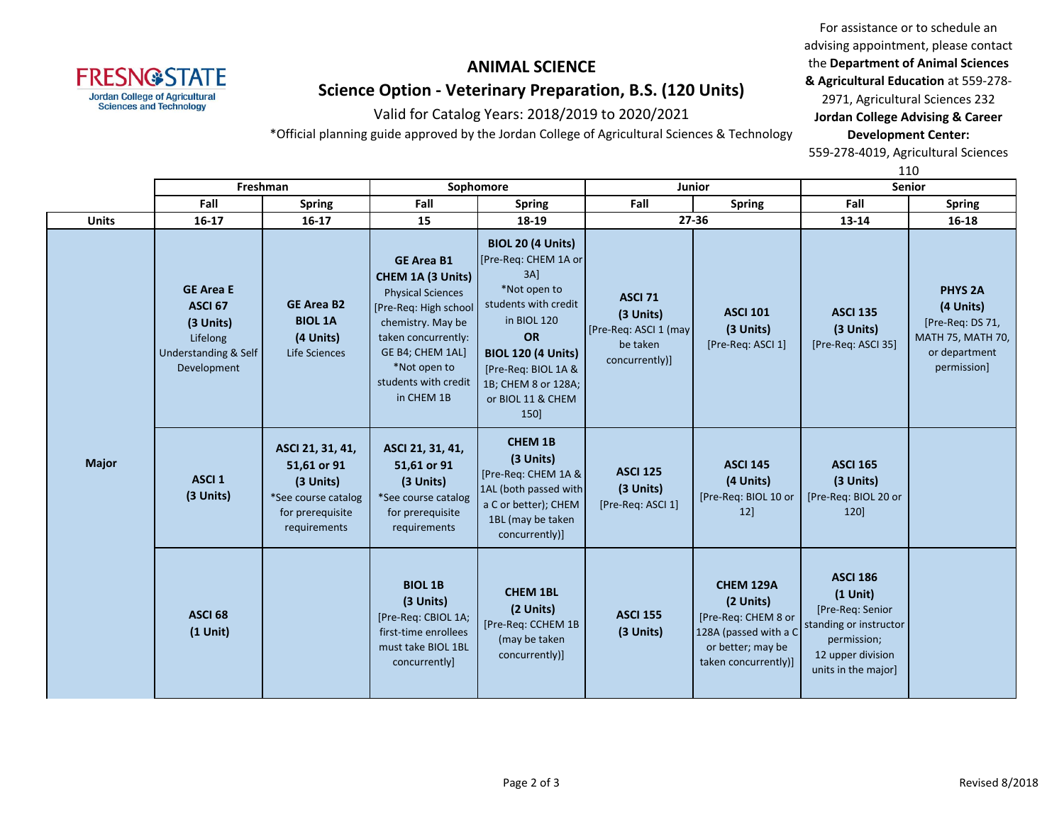# ANIMAL SCIENCE

## Science Option - Veterinary Preparation, B.S. (120 Units)

Valid for Catalog Years: 2018/2019 to 2020/2021

*Official planning guide approved by the Jordan College of Agricultural Sciences & Technology

For assistance or to schedule an advising appointment, please contact the **Department of Animal Sciences & Agricultural Education** at 559-278-2971, Agricultural Sciences 232
**Jordan College Advising & Career Development Center:**
559-278-4019, Agricultural Sciences 110

| | Freshman | | Sophomore | | Junior | | Senior | |
|---|---|---|---|---|---|---|---|---|
| | Fall | Spring | Fall | Spring | Fall | Spring | Fall | Spring |
| **Units** | 16-17 | 16-17 | 15 | 18-19 | 27-36 | | 13-14 | 16-18 |
| **Major** | **GE Area E ASCI 67 (3 Units)** Lifelong Understanding & Self Development | **GE Area B2 BIOL 1A (4 Units)** Life Sciences | **GE Area B1 CHEM 1A (3 Units)** Physical Sciences [Pre-Req: High school chemistry. May be taken concurrently: GE B4; CHEM 1AL] *Not open to students with credit in CHEM 1B | **BIOL 20 (4 Units)** [Pre-Req: CHEM 1A or 3A] *Not open to students with credit in BIOL 120 **OR** **BIOL 120 (4 Units)** [Pre-Req: BIOL 1A & 1B; CHEM 8 or 128A; or BIOL 11 & CHEM 150] | **ASCI 71 (3 Units)** [Pre-Req: ASCI 1 (may be taken concurrently)] | **ASCI 101 (3 Units)** [Pre-Req: ASCI 1] | **ASCI 135 (3 Units)** [Pre-Req: ASCI 35] | **PHYS 2A (4 Units)** [Pre-Req: DS 71, MATH 75, MATH 70, or department permission] |
| | **ASCI 1 (3 Units)** | **ASCI 21, 31, 41, 51,61 or 91 (3 Units)** *See course catalog for prerequisite requirements | **ASCI 21, 31, 41, 51,61 or 91 (3 Units)** *See course catalog for prerequisite requirements | **CHEM 1B (3 Units)** [Pre-Req: CHEM 1A & 1AL (both passed with a C or better); CHEM 1BL (may be taken concurrently)] | **ASCI 125 (3 Units)** [Pre-Req: ASCI 1] | **ASCI 145 (4 Units)** [Pre-Req: BIOL 10 or 12] | **ASCI 165 (3 Units)** [Pre-Req: BIOL 20 or 120] | |
| | **ASCI 68 (1 Unit)** | | **BIOL 1B (3 Units)** [Pre-Req: CBIOL 1A; first-time enrollees must take BIOL 1BL concurrently] | **CHEM 1BL (2 Units)** [Pre-Req: CCHEM 1B (may be taken concurrently)] | **ASCI 155 (3 Units)** | **CHEM 129A (2 Units)** [Pre-Req: CHEM 8 or 128A (passed with a C or better; may be taken concurrently)] | **ASCI 186 (1 Unit)** [Pre-Req: Senior standing or instructor permission; 12 upper division units in the major] | |

Revised 8/2018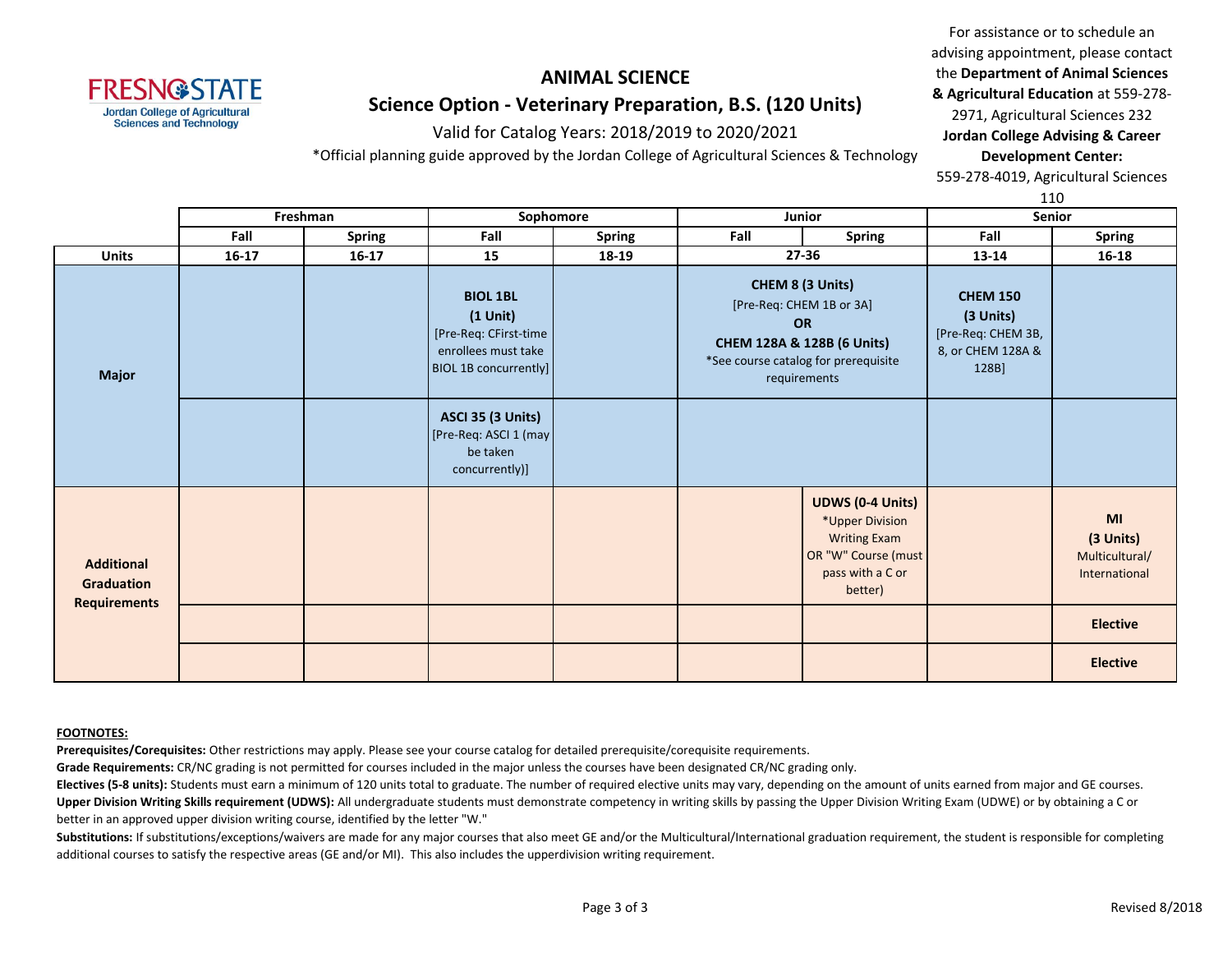# ANIMAL SCIENCE

## Science Option - Veterinary Preparation, B.S. (120 Units)

Valid for Catalog Years: 2018/2019 to 2020/2021

*Official planning guide approved by the Jordan College of Agricultural Sciences & Technology

For assistance or to schedule an advising appointment, please contact the **Department of Animal Sciences & Agricultural Education** at 559-278-2971, Agricultural Sciences 232
**Jordan College Advising & Career Development Center:** 559-278-4019, Agricultural Sciences 110

| | Freshman | | Sophomore | | Junior | | Senior | |
|---|---|---|---|---|---|---|---|---|
| | **Fall** | **Spring** | **Fall** | **Spring** | **Fall** | **Spring** | **Fall** | **Spring** |
| **Units** | 16-17 | 16-17 | 15 | 18-19 | 27-36 | | 13-14 | 16-18 |
| **Major** | | | **BIOL 1BL (1 Unit)** [Pre-Req: CFirst-time enrollees must take BIOL 1B concurrently] | | **CHEM 8 (3 Units)** [Pre-Req: CHEM 1B or 3A] **OR** **CHEM 128A & 128B (6 Units)** *See course catalog for prerequisite requirements | | **CHEM 150 (3 Units)** [Pre-Req: CHEM 3B, 8, or CHEM 128A & 128B] | |
| **Major** | | | **ASCI 35 (3 Units)** [Pre-Req: ASCI 1 (may be taken concurrently)] | | | | | |
| **Additional Graduation Requirements** | | | | | | **UDWS (0-4 Units)** *Upper Division Writing Exam OR "W" Course (must pass with a C or better) | | **MI (3 Units)** Multicultural/ International |
| **Additional Graduation Requirements** | | | | | | | | **Elective** |
| **Additional Graduation Requirements** | | | | | | | | **Elective** |

**FOOTNOTES:**

**Prerequisites/Corequisites:** Other restrictions may apply. Please see your course catalog for detailed prerequisite/corequisite requirements.

**Grade Requirements:** CR/NC grading is not permitted for courses included in the major unless the courses have been designated CR/NC grading only.

**Electives (5-8 units):** Students must earn a minimum of 120 units total to graduate. The number of required elective units may vary, depending on the amount of units earned from major and GE courses.

**Upper Division Writing Skills requirement (UDWS):** All undergraduate students must demonstrate competency in writing skills by passing the Upper Division Writing Exam (UDWE) or by obtaining a C or better in an approved upper division writing course, identified by the letter "W."

**Substitutions:** If substitutions/exceptions/waivers are made for any major courses that also meet GE and/or the Multicultural/International graduation requirement, the student is responsible for completing additional courses to satisfy the respective areas (GE and/or MI). This also includes the upperdivision writing requirement.

Revised 8/2018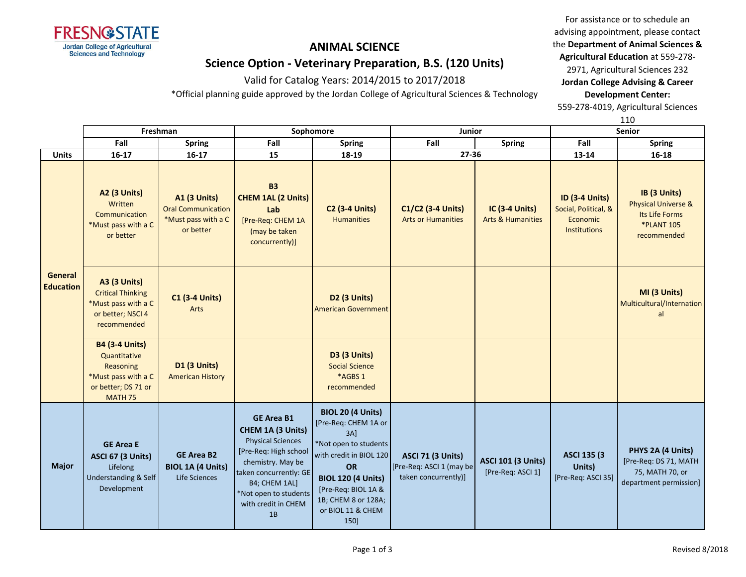# ANIMAL SCIENCE

## Science Option - Veterinary Preparation, B.S. (120 Units)

Valid for Catalog Years: 2014/2015 to 2017/2018

*Official planning guide approved by the Jordan College of Agricultural Sciences & Technology

For assistance or to schedule an advising appointment, please contact the **Department of Animal Sciences & Agricultural Education** at 559-278-2971, Agricultural Sciences 232
**Jordan College Advising & Career Development Center:** 559-278-4019, Agricultural Sciences 110

| | Freshman | | Sophomore | | Junior | | Senior | |
|---|---|---|---|---|---|---|---|---|
| | Fall | Spring | Fall | Spring | Fall | Spring | Fall | Spring |
| **Units** | 16-17 | 16-17 | 15 | 18-19 | 27-36 | | 13-14 | 16-18 |
| **General Education** | **A2 (3 Units)** Written Communication *Must pass with a C or better | **A1 (3 Units)** Oral Communication *Must pass with a C or better | **B3 CHEM 1AL (2 Units) Lab** [Pre-Req: CHEM 1A (may be taken concurrently)] | **C2 (3-4 Units)** Humanities | **C1/C2 (3-4 Units)** Arts or Humanities | **IC (3-4 Units)** Arts & Humanities | **ID (3-4 Units)** Social, Political, & Economic Institutions | **IB (3 Units)** Physical Universe & Its Life Forms *PLANT 105 recommended |
| | **A3 (3 Units)** Critical Thinking *Must pass with a C or better; NSCI 4 recommended | **C1 (3-4 Units)** Arts | | **D2 (3 Units)** American Government | | | | **MI (3 Units)** Multicultural/International |
| | **B4 (3-4 Units)** Quantitative Reasoning *Must pass with a C or better; DS 71 or MATH 75 | **D1 (3 Units)** American History | | **D3 (3 Units)** Social Science *AGBS 1 recommended | | | | |
| **Major** | **GE Area E ASCI 67 (3 Units)** Lifelong Understanding & Self Development | **GE Area B2 BIOL 1A (4 Units)** Life Sciences | **GE Area B1 CHEM 1A (3 Units)** Physical Sciences [Pre-Req: High school chemistry. May be taken concurrently: GE B4; CHEM 1AL] *Not open to students with credit in CHEM 1B | **BIOL 20 (4 Units)** [Pre-Req: CHEM 1A or 3A] *Not open to students with credit in BIOL 120 **OR** **BIOL 120 (4 Units)** [Pre-Req: BIOL 1A & 1B; CHEM 8 or 128A; or BIOL 11 & CHEM 150] | **ASCI 71 (3 Units)** [Pre-Req: ASCI 1 (may be taken concurrently)] | **ASCI 101 (3 Units)** [Pre-Req: ASCI 1] | **ASCI 135 (3 Units)** [Pre-Req: ASCI 35] | **PHYS 2A (4 Units)** [Pre-Req: DS 71, MATH 75, MATH 70, or department permission] |

Revised 8/2018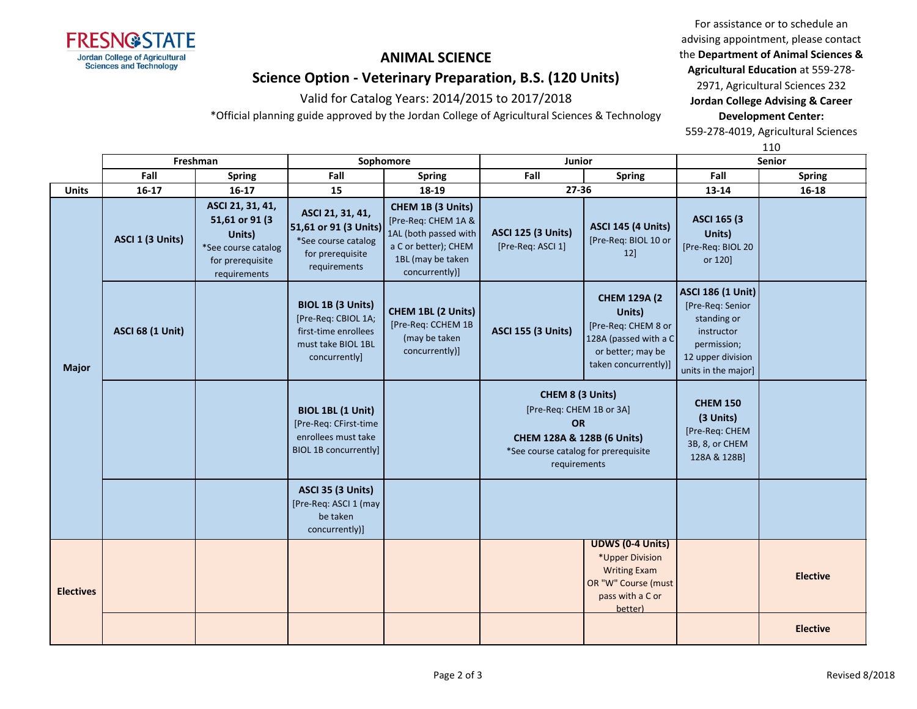FRESNO STATE
Jordan College of Agricultural Sciences and Technology

## ANIMAL SCIENCE

### Science Option - Veterinary Preparation, B.S. (120 Units)

Valid for Catalog Years: 2014/2015 to 2017/2018

*Official planning guide approved by the Jordan College of Agricultural Sciences & Technology

For assistance or to schedule an advising appointment, please contact the **Department of Animal Sciences & Agricultural Education** at 559-278-2971, Agricultural Sciences 232
**Jordan College Advising & Career Development Center:** 559-278-4019, Agricultural Sciences 110

| | Freshman | | Sophomore | | Junior | | Senior | |
|---|---|---|---|---|---|---|---|---|
| | Fall | Spring | Fall | Spring | Fall | Spring | Fall | Spring |
| **Units** | 16-17 | 16-17 | 15 | 18-19 | 27-36 | | 13-14 | 16-18 |
| **Major** | **ASCI 1 (3 Units)** | **ASCI 21, 31, 41, 51,61 or 91 (3 Units)** *See course catalog for prerequisite requirements | **ASCI 21, 31, 41, 51,61 or 91 (3 Units)** *See course catalog for prerequisite requirements | **CHEM 1B (3 Units)** [Pre-Req: CHEM 1A & 1AL (both passed with a C or better); CHEM 1BL (may be taken concurrently)] | **ASCI 125 (3 Units)** [Pre-Req: ASCI 1] | **ASCI 145 (4 Units)** [Pre-Req: BIOL 10 or 12] | **ASCI 165 (3 Units)** [Pre-Req: BIOL 20 or 120] | |
| | **ASCI 68 (1 Unit)** | | **BIOL 1B (3 Units)** [Pre-Req: CBIOL 1A; first-time enrollees must take BIOL 1BL concurrently] | **CHEM 1BL (2 Units)** [Pre-Req: CCHEM 1B (may be taken concurrently)] | **ASCI 155 (3 Units)** | **CHEM 129A (2 Units)** [Pre-Req: CHEM 8 or 128A (passed with a C or better; may be taken concurrently)] | **ASCI 186 (1 Unit)** [Pre-Req: Senior standing or instructor permission; 12 upper division units in the major] | |
| | | | **BIOL 1BL (1 Unit)** [Pre-Req: CFirst-time enrollees must take BIOL 1B concurrently] | | **CHEM 8 (3 Units)** [Pre-Req: CHEM 1B or 3A] **OR** **CHEM 128A & 128B (6 Units)** *See course catalog for prerequisite requirements | | **CHEM 150 (3 Units)** [Pre-Req: CHEM 3B, 8, or CHEM 128A & 128B] | |
| | | | **ASCI 35 (3 Units)** [Pre-Req: ASCI 1 (may be taken concurrently)] | | | | | |
| **Electives** | | | | | | **UDWS (0-4 Units)** *Upper Division Writing Exam OR "W" Course (must pass with a C or better) | | **Elective** |
| | | | | | | | | **Elective** |

Revised 8/2018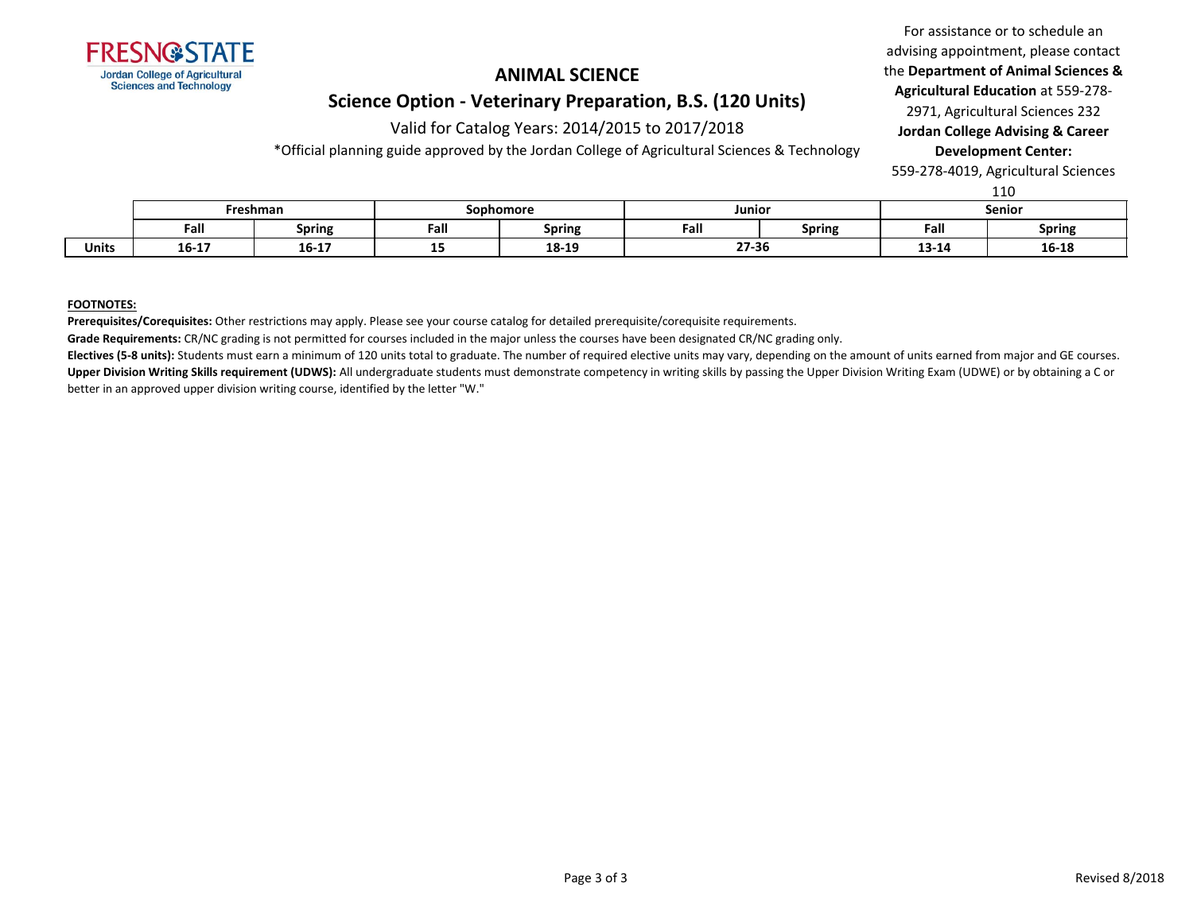# ANIMAL SCIENCE

## Science Option - Veterinary Preparation, B.S. (120 Units)

Valid for Catalog Years: 2014/2015 to 2017/2018

*Official planning guide approved by the Jordan College of Agricultural Sciences & Technology

For assistance or to schedule an advising appointment, please contact the **Department of Animal Sciences & Agricultural Education** at 559-278-2971, Agricultural Sciences 232

**Jordan College Advising & Career Development Center:**
559-278-4019, Agricultural Sciences 110

| | Freshman | | Sophomore | | Junior | | Senior | |
|---|---|---|---|---|---|---|---|---|
| | Fall | Spring | Fall | Spring | Fall | Spring | Fall | Spring |
| **Units** | 16-17 | 16-17 | 15 | 18-19 | 27-36 | | 13-14 | 16-18 |

**FOOTNOTES:**

**Prerequisites/Corequisites:** Other restrictions may apply. Please see your course catalog for detailed prerequisite/corequisite requirements.

**Grade Requirements:** CR/NC grading is not permitted for courses included in the major unless the courses have been designated CR/NC grading only.

**Electives (5-8 units):** Students must earn a minimum of 120 units total to graduate. The number of required elective units may vary, depending on the amount of units earned from major and GE courses.

**Upper Division Writing Skills requirement (UDWS):** All undergraduate students must demonstrate competency in writing skills by passing the Upper Division Writing Exam (UDWE) or by obtaining a C or better in an approved upper division writing course, identified by the letter "W."

Revised 8/2018